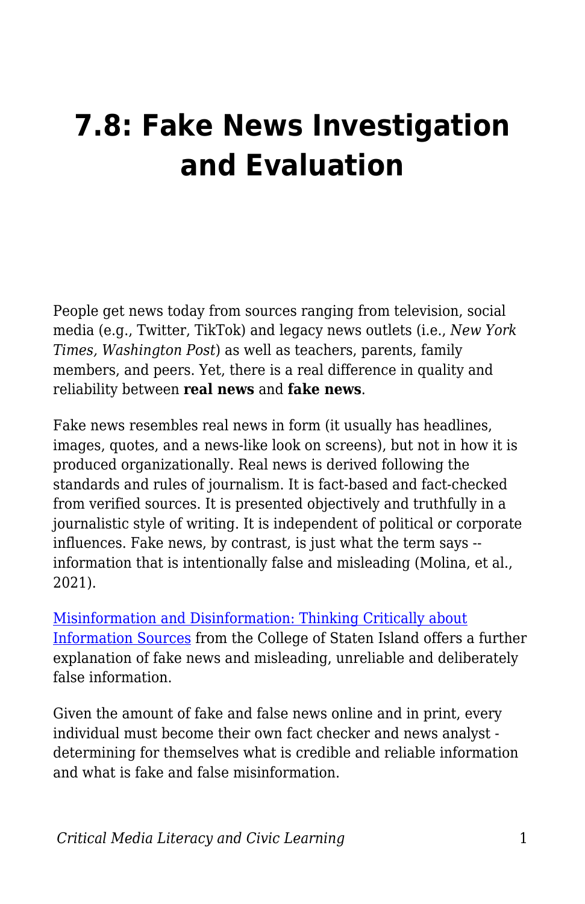# 7.8: Fake News Investigation and Evaluation

People get news today from sources ranging from television, social media (e.g., Twitter, TikTok) and legacy news outlets (i.e., *New York Times, Washington Post*) as well as teachers, parents, family members, and peers. Yet, there is a real difference in quality and reliability between **real news** and **fake news**.

Fake news resembles real news in form (it usually has headlines, images, quotes, and a news-like look on screens), but not in how it is produced organizationally. Real news is derived following the standards and rules of journalism. It is fact-based and fact-checked from verified sources. It is presented objectively and truthfully in a journalistic style of writing. It is independent of political or corporate influences. Fake news, by contrast, is just what the term says -- information that is intentionally false and misleading (Molina, et al., 2021).

[Misinformation and Disinformation: Thinking Critically about Information Sources] from the College of Staten Island offers a further explanation of fake news and misleading, unreliable and deliberately false information.

Given the amount of fake and false news online and in print, every individual must become their own fact checker and news analyst - determining for themselves what is credible and reliable information and what is fake and false misinformation.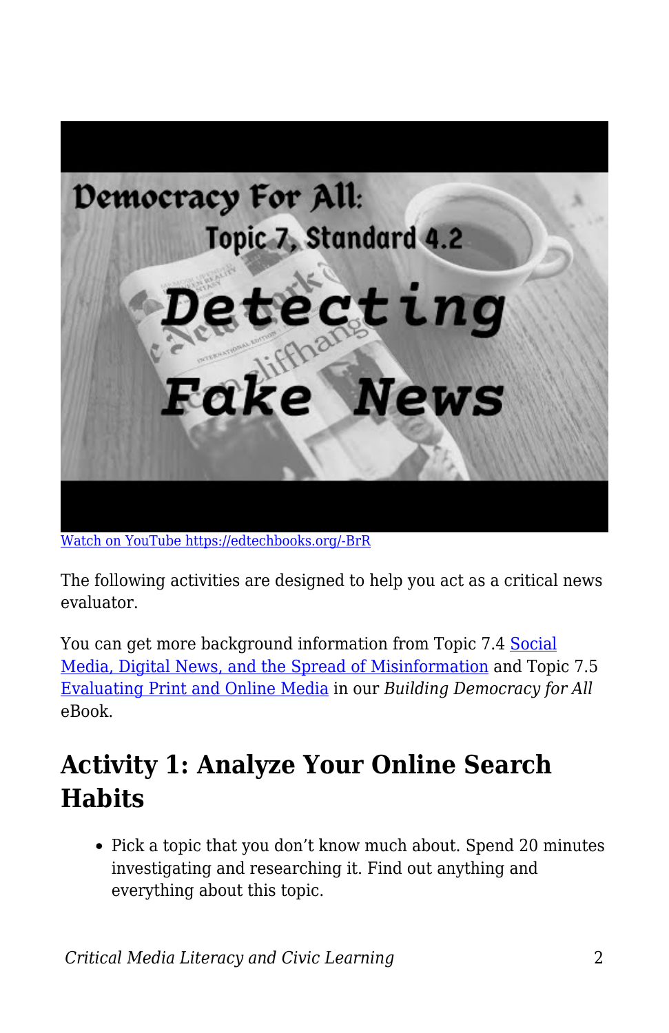[Watch on YouTube https://edtechbooks.org/-BrR](https://edtechbooks.org/-BrR)

The following activities are designed to help you act as a critical news evaluator.

You can get more background information from Topic 7.4 [Social Media, Digital News, and the Spread of Misinformation]() and Topic 7.5 [Evaluating Print and Online Media]() in our *Building Democracy for All* eBook.

## Activity 1: Analyze Your Online Search Habits

- Pick a topic that you don't know much about. Spend 20 minutes investigating and researching it. Find out anything and everything about this topic.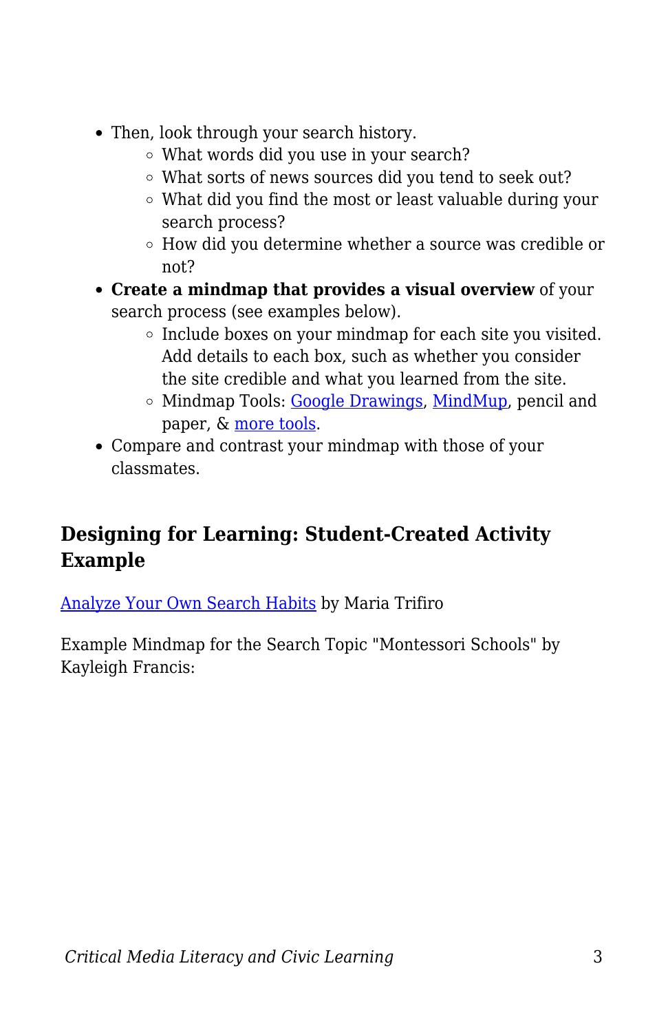- Then, look through your search history.
    - What words did you use in your search?
    - What sorts of news sources did you tend to seek out?
    - What did you find the most or least valuable during your search process?
    - How did you determine whether a source was credible or not?
- **Create a mindmap that provides a visual overview** of your search process (see examples below).
    - Include boxes on your mindmap for each site you visited. Add details to each box, such as whether you consider the site credible and what you learned from the site.
    - Mindmap Tools: [Google Drawings](), [MindMup](), pencil and paper, & [more tools]().
- Compare and contrast your mindmap with those of your classmates.

## Designing for Learning: Student-Created Activity Example

[Analyze Your Own Search Habits]() by Maria Trifiro

Example Mindmap for the Search Topic "Montessori Schools" by Kayleigh Francis: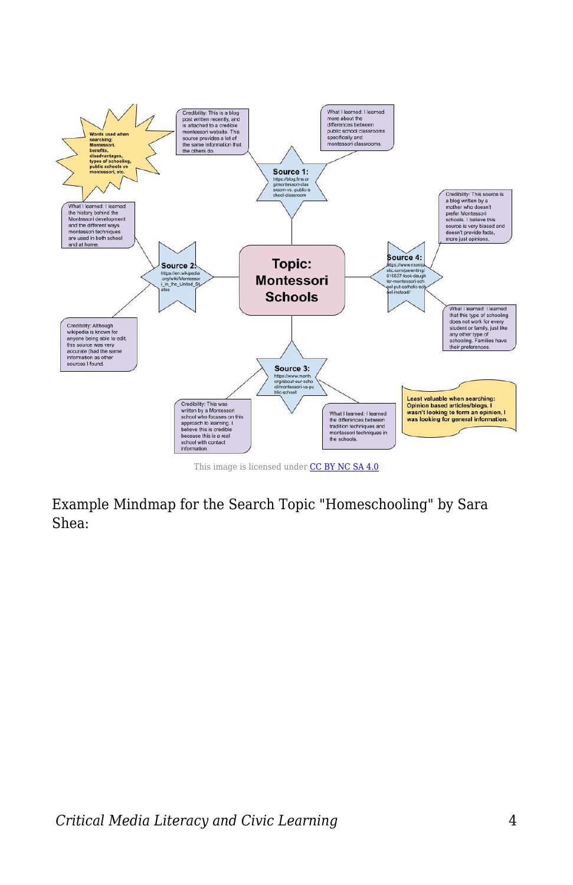Words used when searching: Montessori, benefits, disadvantages, types of schooling, public schools vs montessori, etc.

**Topic: Montessori Schools**

**Source 1:** https://blog.fms.org/montessori-classroom-vs.-public-school-classroom

Credibility: This is a blog post written recently, and is attached to a credible montessori website. This source provides a lot of the same information that the others do.

What I learned: I learned more about the differences between public school classrooms specifically and montessori classrooms.

**Source 2:** https://en.wikipedia.org/wiki/Montessori_in_the_United_States

What I learned: I learned the history behind the Montessori development and the different ways montessori techniques are used in both school and at home.

Credibility: Although wikipedia is known for anyone being able to edit, this source was very accurate (had the same information as other sources I found.

**Source 3:** https://www.monh.org/about-our-school/montessori-vs-public-school/

Credibility: This was written by a Montessori school who focuses on this approach to learning. I believe this is credible because this is a real school with contact information.

What I learned: I learned the differences between tradition techniques and montessori techniques in the schools.

**Source 4:** https://www.momtastic.com/parenting/610637-took-daughter-montessori-school-put-catholic-school-instead/

Credibility: This source is a blog written by a mother who doesn't prefer Montessori schools. I believe this source is very biased and doesn't provide facts, more just opinions.

What I learned: I learned that this type of schooling does not work for every student or family, just like any other type of schooling. Families have their preferences.

**Least valuable when searching: Opinion based articles/blogs. I wasn't looking to form an opinion, I was looking for general information.**

This image is licensed under [CC BY NC SA 4.0](https://creativecommons.org/licenses/by-nc-sa/4.0/)

Example Mindmap for the Search Topic "Homeschooling" by Sara Shea: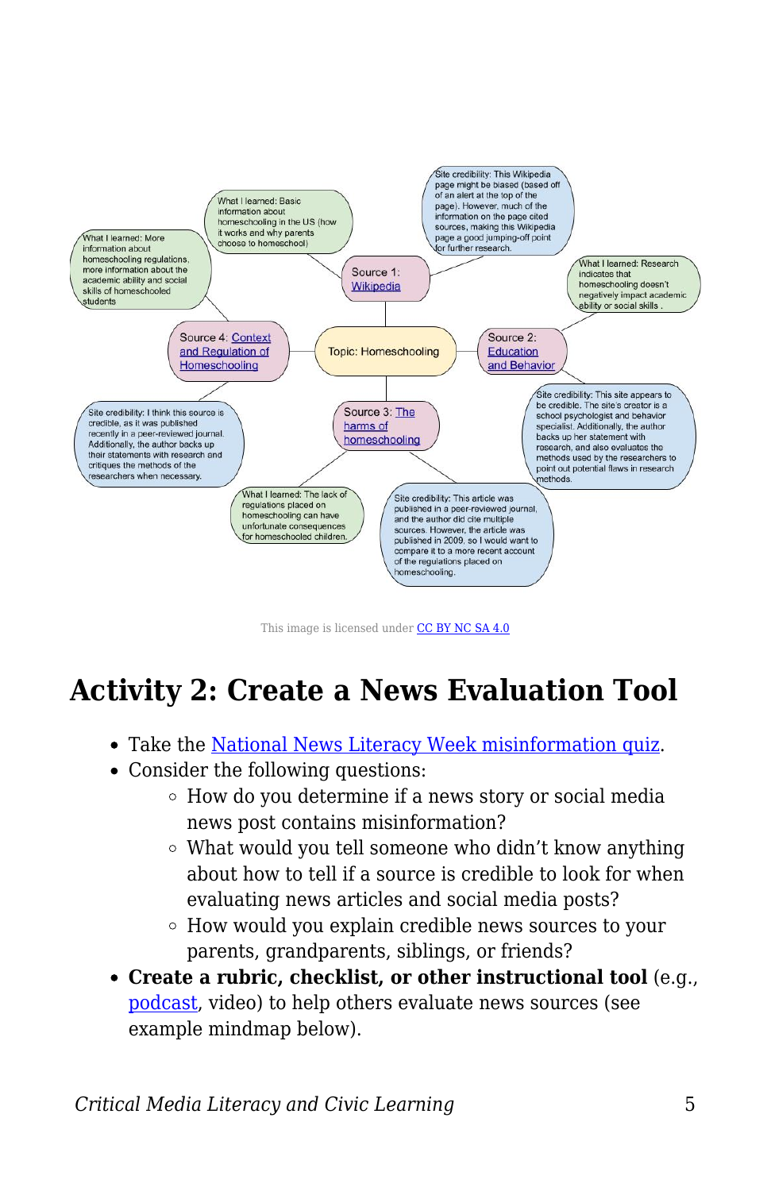- Topic: Homeschooling
  - Source 1: Wikipedia
    - What I learned: Basic information about homeschooling in the US (how it works and why parents choose to homeschool)
    - Site credibility: This Wikipedia page might be biased (based off of an alert at the top of the page). However, much of the information on the page cited sources, making this Wikipedia page a good jumping-off point for further research.
  - Source 2: Education and Behavior
    - What I learned: Research indicates that homeschooling doesn't negatively impact academic ability or social skills .
    - Site credibility: This site appears to be credible. The site's creator is a school psychologist and behavior specialist. Additionally, the author backs up her statement with research, and also evaluates the methods used by the researchers to point out potential flaws in research methods.
  - Source 3: The harms of homeschooling
    - What I learned: The lack of regulations placed on homeschooling can have unfortunate consequences for homeschooled children.
    - Site credibility: This article was published in a peer-reviewed journal, and the author did cite multiple sources. However, the article was published in 2009, so I would want to compare it to a more recent account of the regulations placed on homeschooling.
  - Source 4: Context and Regulation of Homeschooling
    - What I learned: More information about homeschooling regulations, more information about the academic ability and social skills of homeschooled students
    - Site credibility: I think this source is credible, as it was published recently in a peer-reviewed journal. Additionally, the author backs up their statements with research and critiques the methods of the researchers when necessary.

This image is licensed under CC BY NC SA 4.0

## Activity 2: Create a News Evaluation Tool

- Take the National News Literacy Week misinformation quiz.
- Consider the following questions:
  - How do you determine if a news story or social media news post contains misinformation?
  - What would you tell someone who didn't know anything about how to tell if a source is credible to look for when evaluating news articles and social media posts?
  - How would you explain credible news sources to your parents, grandparents, siblings, or friends?
- **Create a rubric, checklist, or other instructional tool** (e.g., podcast, video) to help others evaluate news sources (see example mindmap below).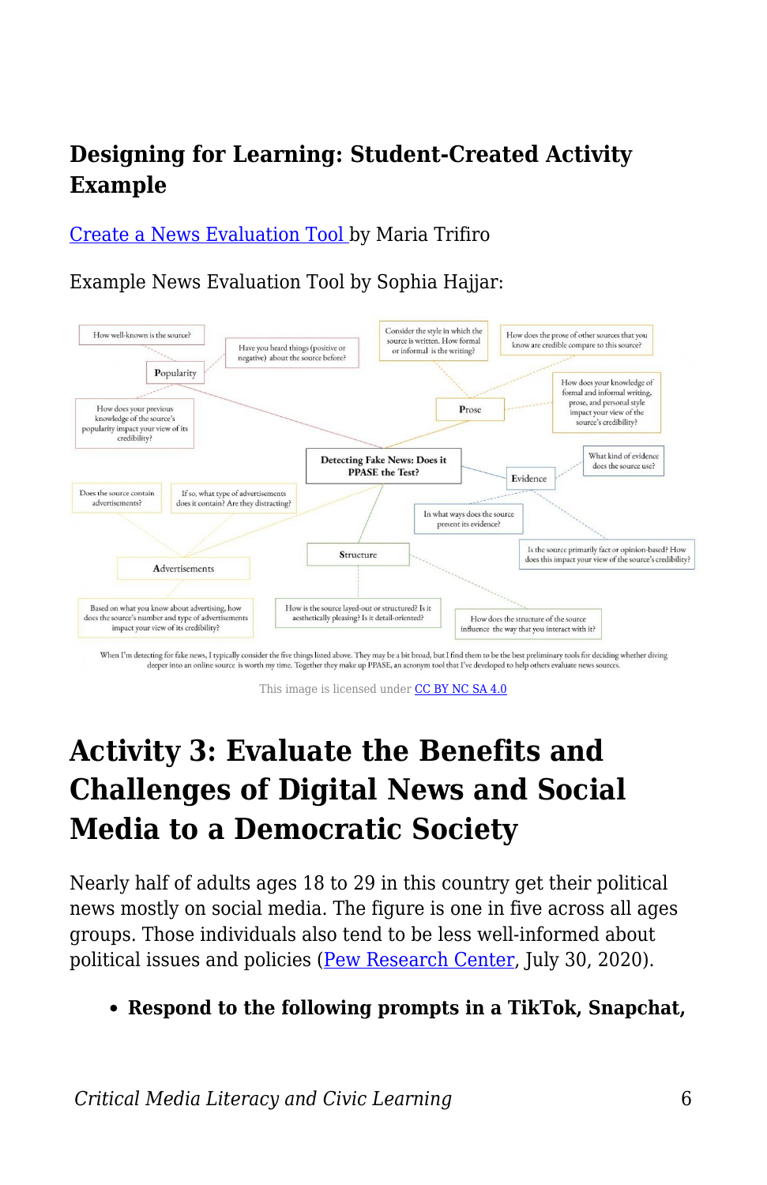### Designing for Learning: Student-Created Activity Example

Create a News Evaluation Tool by Maria Trifiro

Example News Evaluation Tool by Sophia Hajjar:

**Detecting Fake News: Does it PPASE the Test?**

- **Popularity**
  - How well-known is the source?
  - Have you heard things (positive or negative) about the source before?
  - How does your previous knowledge of the source's popularity impact your view of its credibility?
- **Prose**
  - Consider the style in which the source is written. How formal or informal is the writing?
  - How does the prose of other sources that you know are credible compare to this source?
  - How does your knowledge of formal and informal writing, prose, and personal style impact your view of the source's credibility?
- **Evidence**
  - What kind of evidence does the source use?
  - In what ways does the source present its evidence?
  - Is the source primarily fact or opinion-based? How does this impact your view of the source's credibility?
- **Structure**
  - How is the source layed-out or structured? Is it aesthetically pleasing? Is it detail-oriented?
  - How does the structure of the source influence the way that you interact with it?
- **Advertisements**
  - Does the source contain advertisements?
  - If so, what type of advertisements does it contain? Are they distracting?
  - Based on what you know about advertising, how does the source's number and type of advertisements impact your view of its credibility?

When I'm detecting for fake news, I typically consider the five things listed above. They may be a bit broad, but I find them to be the best preliminary tools for deciding whether diving deeper into an online source is worth my time. Together they make up PPASE, an acronym tool that I've developed to help others evaluate news sources.

This image is licensed under CC BY NC SA 4.0

## Activity 3: Evaluate the Benefits and Challenges of Digital News and Social Media to a Democratic Society

Nearly half of adults ages 18 to 29 in this country get their political news mostly on social media. The figure is one in five across all ages groups. Those individuals also tend to be less well-informed about political issues and policies (Pew Research Center, July 30, 2020).

- **Respond to the following prompts in a TikTok, Snapchat,**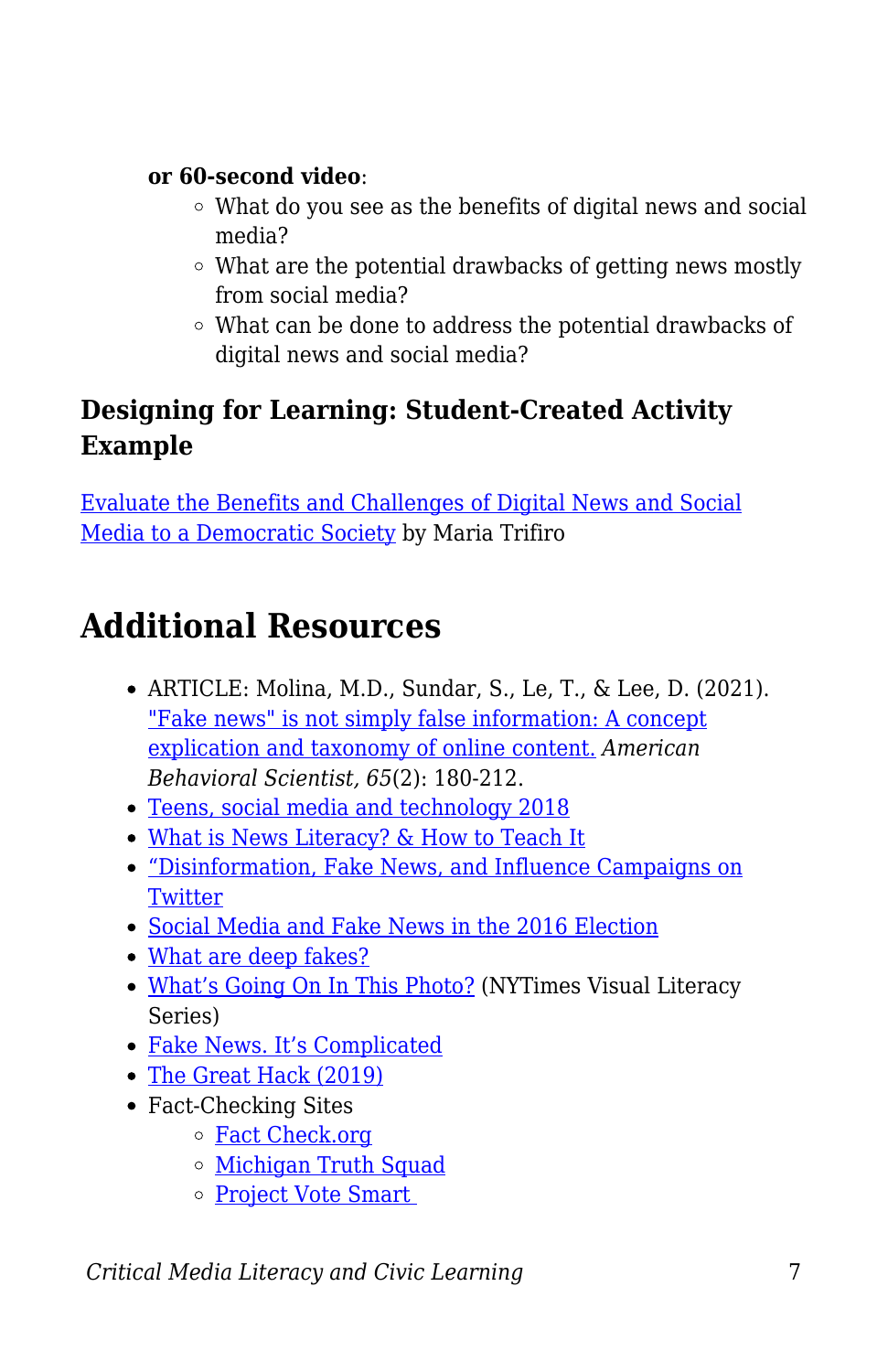**or 60-second video**:
  - What do you see as the benefits of digital news and social media?
  - What are the potential drawbacks of getting news mostly from social media?
  - What can be done to address the potential drawbacks of digital news and social media?

### Designing for Learning: Student-Created Activity Example

Evaluate the Benefits and Challenges of Digital News and Social Media to a Democratic Society by Maria Trifiro

## Additional Resources

- ARTICLE: Molina, M.D., Sundar, S., Le, T., & Lee, D. (2021). "Fake news" is not simply false information: A concept explication and taxonomy of online content. *American Behavioral Scientist, 65*(2): 180-212.
- Teens, social media and technology 2018
- What is News Literacy? & How to Teach It
- "Disinformation, Fake News, and Influence Campaigns on Twitter
- Social Media and Fake News in the 2016 Election
- What are deep fakes?
- What's Going On In This Photo? (NYTimes Visual Literacy Series)
- Fake News. It's Complicated
- The Great Hack (2019)
- Fact-Checking Sites
  - Fact Check.org
  - Michigan Truth Squad
  - Project Vote Smart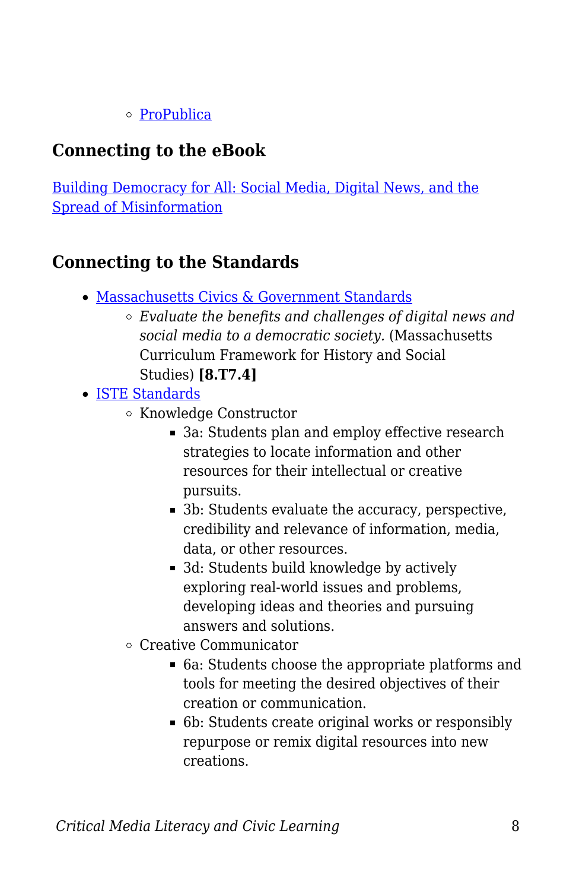- [ProPublica]()

### Connecting to the eBook

[Building Democracy for All: Social Media, Digital News, and the Spread of Misinformation]()

### Connecting to the Standards

- [Massachusetts Civics & Government Standards]()
    - *Evaluate the benefits and challenges of digital news and social media to a democratic society.* (Massachusetts Curriculum Framework for History and Social Studies) **[8.T7.4]**
- [ISTE Standards]()
    - Knowledge Constructor
        - 3a: Students plan and employ effective research strategies to locate information and other resources for their intellectual or creative pursuits.
        - 3b: Students evaluate the accuracy, perspective, credibility and relevance of information, media, data, or other resources.
        - 3d: Students build knowledge by actively exploring real-world issues and problems, developing ideas and theories and pursuing answers and solutions.
    - Creative Communicator
        - 6a: Students choose the appropriate platforms and tools for meeting the desired objectives of their creation or communication.
        - 6b: Students create original works or responsibly repurpose or remix digital resources into new creations.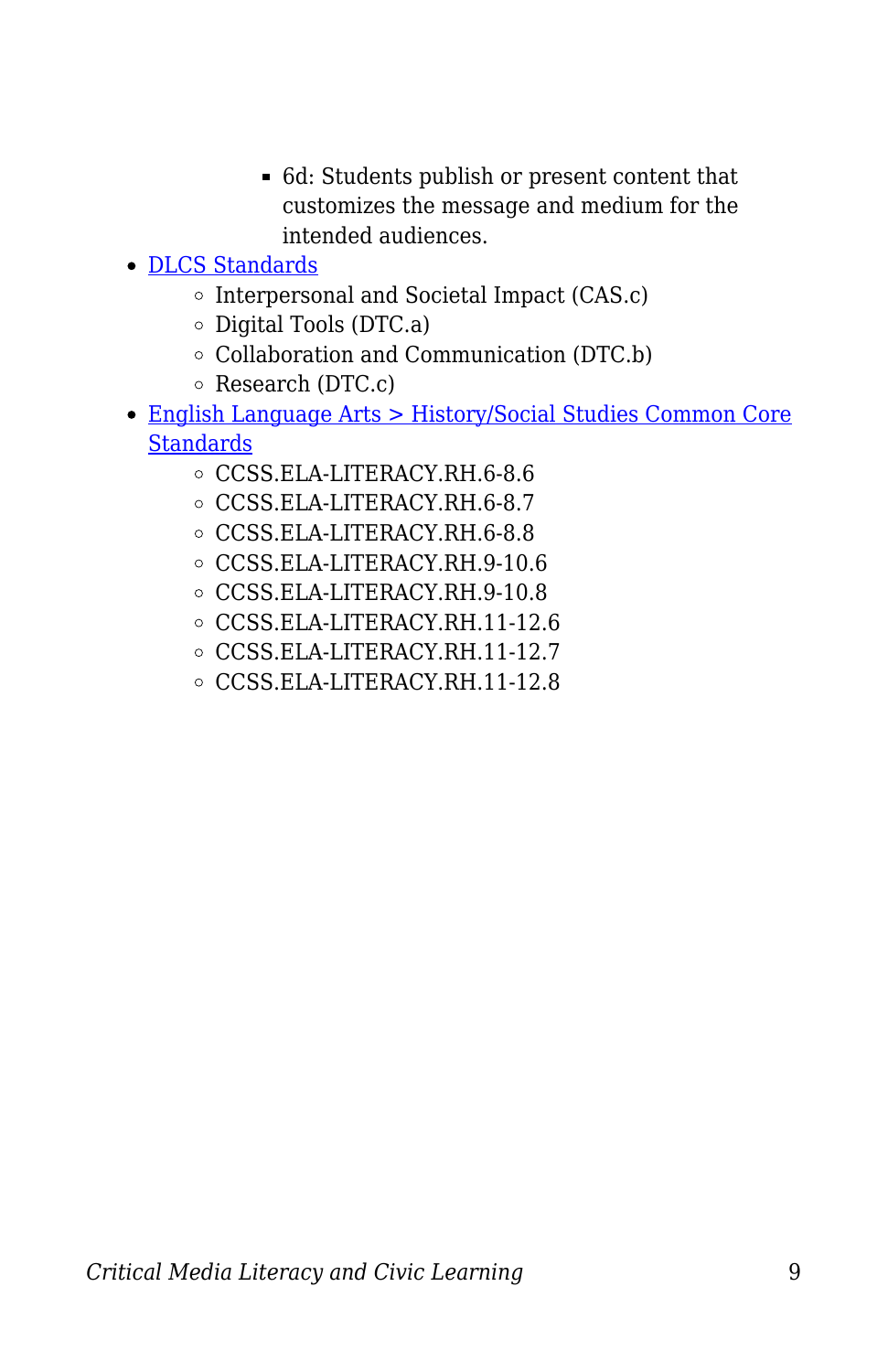- 6d: Students publish or present content that customizes the message and medium for the intended audiences.
- DLCS Standards
    - Interpersonal and Societal Impact (CAS.c)
    - Digital Tools (DTC.a)
    - Collaboration and Communication (DTC.b)
    - Research (DTC.c)
- English Language Arts > History/Social Studies Common Core Standards
    - CCSS.ELA-LITERACY.RH.6-8.6
    - CCSS.ELA-LITERACY.RH.6-8.7
    - CCSS.ELA-LITERACY.RH.6-8.8
    - CCSS.ELA-LITERACY.RH.9-10.6
    - CCSS.ELA-LITERACY.RH.9-10.8
    - CCSS.ELA-LITERACY.RH.11-12.6
    - CCSS.ELA-LITERACY.RH.11-12.7
    - CCSS.ELA-LITERACY.RH.11-12.8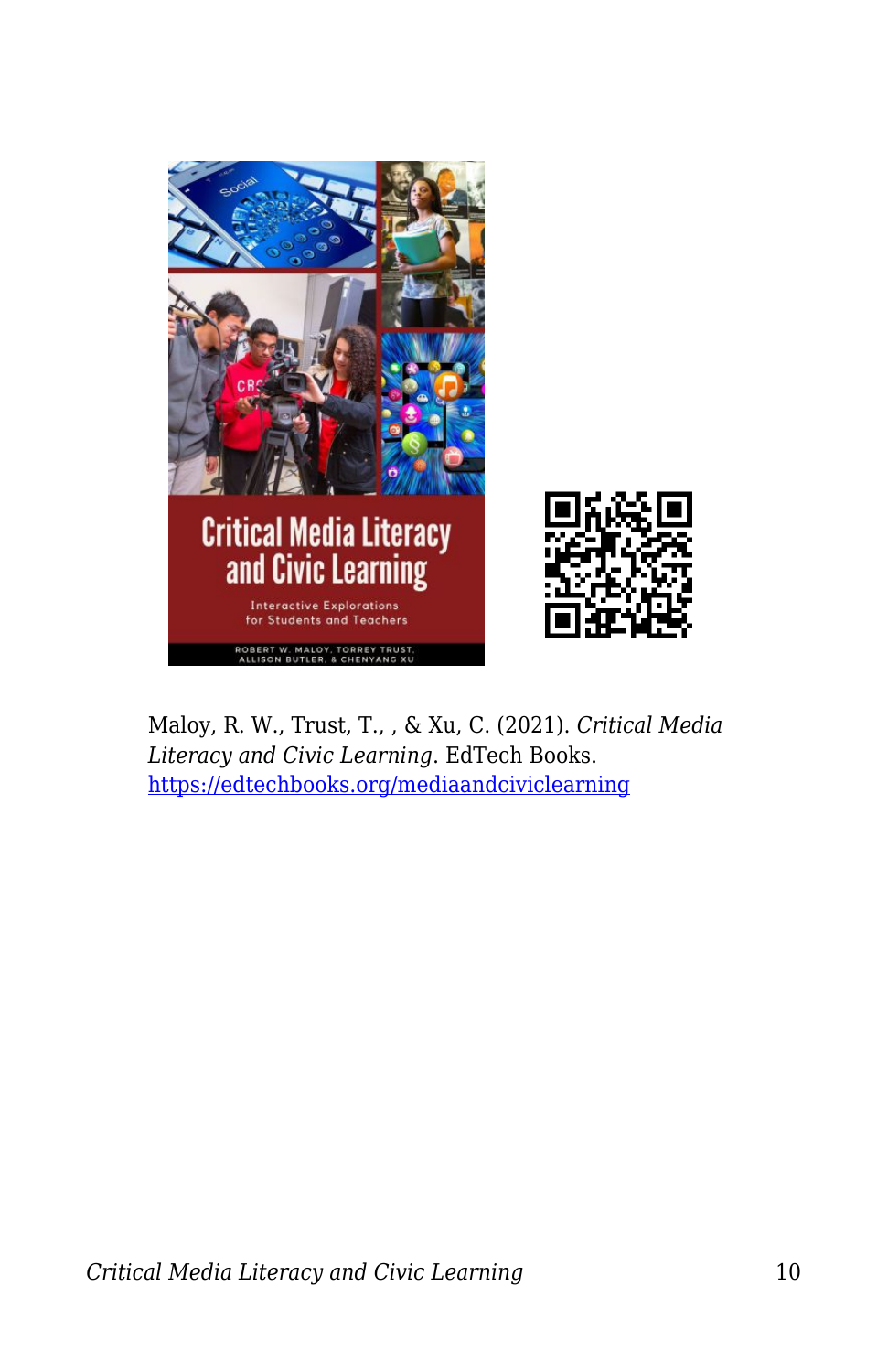Maloy, R. W., Trust, T., , & Xu, C. (2021). *Critical Media Literacy and Civic Learning*. EdTech Books. https://edtechbooks.org/mediaandciviclearning